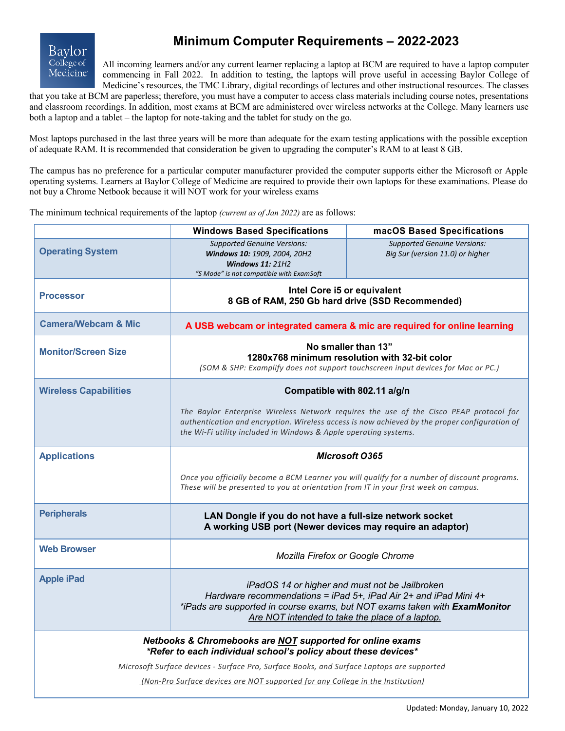# Minimum Computer Requirements – 2022-2023

Baylor College of Medicine

All incoming learners and/or any current learner replacing a laptop at BCM are required to have a laptop computer commencing in Fall 2022. In addition to testing, the laptops will prove useful in accessing Baylor College of Medicine's resources, the TMC Library, digital recordings of lectures and other instructional resources. The classes that you take at BCM are paperless; therefore, you must have a computer to access class materials including course notes, presentations and classroom recordings. In addition, most exams at BCM are administered over wireless networks at the College. Many learners use both a laptop and a tablet – the laptop for note-taking and the tablet for study on the go.

Most laptops purchased in the last three years will be more than adequate for the exam testing applications with the possible exception of adequate RAM. It is recommended that consideration be given to upgrading the computer's RAM to at least 8 GB.

The campus has no preference for a particular computer manufacturer provided the computer supports either the Microsoft or Apple operating systems. Learners at Baylor College of Medicine are required to provide their own laptops for these examinations. Please do not buy a Chrome Netbook because it will NOT work for your wireless exams

The minimum technical requirements of the laptop *(current as of Jan 2022)* are as follows:

| | **Windows Based Specifications** | **macOS Based Specifications** |
|---|---|---|
| **Operating System** | *Supported Genuine Versions:* ***Windows 10:*** *1909, 2004, 20H2* ***Windows 11:*** *21H2* *"S Mode" is not compatible with ExamSoft* | *Supported Genuine Versions:* *Big Sur (version 11.0) or higher* |
| **Processor** | **Intel Core i5 or equivalent** **8 GB of RAM, 250 Gb hard drive (SSD Recommended)** | |
| **Camera/Webcam & Mic** | **A USB webcam or integrated camera & mic are required for online learning** | |
| **Monitor/Screen Size** | **No smaller than 13"** **1280x768 minimum resolution with 32-bit color** *(SOM & SHP: Examplify does not support touchscreen input devices for Mac or PC.)* | |
| **Wireless Capabilities** | **Compatible with 802.11 a/g/n** *The Baylor Enterprise Wireless Network requires the use of the Cisco PEAP protocol for authentication and encryption. Wireless access is now achieved by the proper configuration of the Wi-Fi utility included in Windows & Apple operating systems.* | |
| **Applications** | ***Microsoft O365*** *Once you officially become a BCM Learner you will qualify for a number of discount programs. These will be presented to you at orientation from IT in your first week on campus.* | |
| **Peripherals** | **LAN Dongle if you do not have a full-size network socket** **A working USB port (Newer devices may require an adaptor)** | |
| **Web Browser** | *Mozilla Firefox or Google Chrome* | |
| **Apple iPad** | *iPadOS 14 or higher and must not be Jailbroken* *Hardware recommendations = iPad 5+, iPad Air 2+ and iPad Mini 4+* *\*iPads are supported in course exams, but NOT exams taken with **ExamMonitor*** *<u>Are NOT intended to take the place of a laptop.</u>* | |

***Netbooks & Chromebooks are <u>NOT</u> supported for online exams***
***\*Refer to each individual school's policy about these devices\****

*Microsoft Surface devices - Surface Pro, Surface Books, and Surface Laptops are supported*

*<u>(Non-Pro Surface devices are NOT supported for any College in the Institution)</u>*

Updated: Monday, January 10, 2022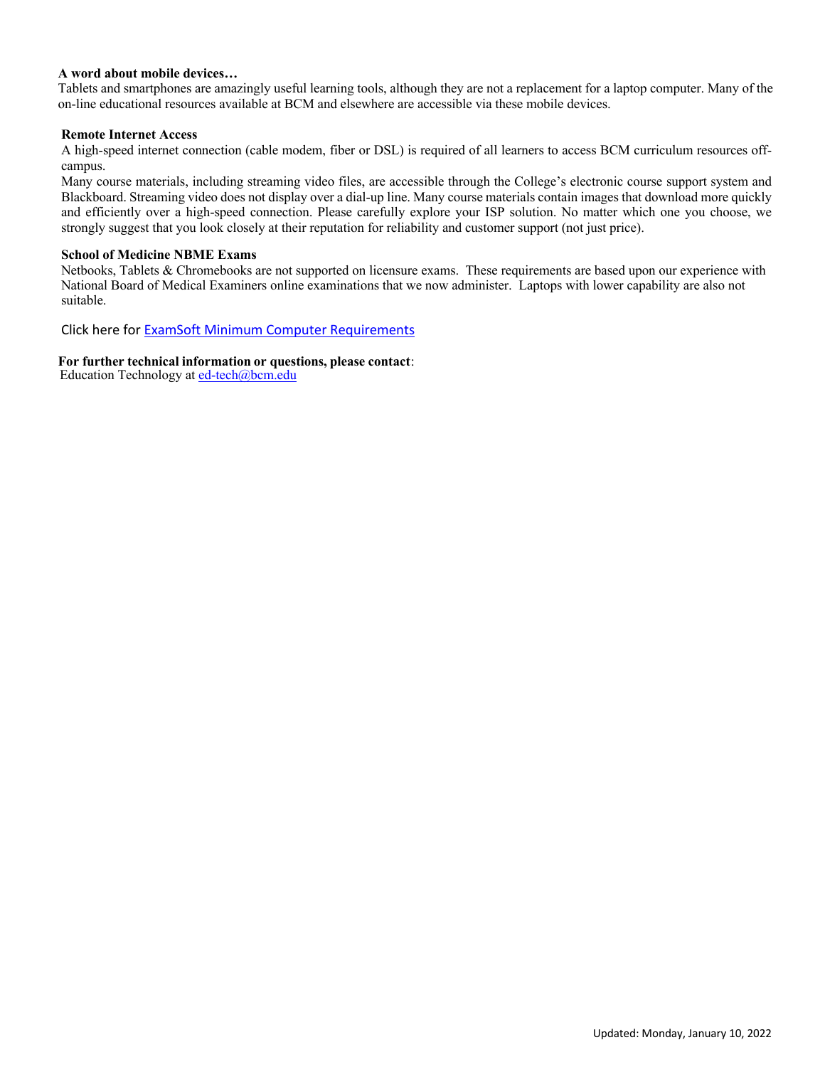**A word about mobile devices…**

Tablets and smartphones are amazingly useful learning tools, although they are not a replacement for a laptop computer. Many of the on-line educational resources available at BCM and elsewhere are accessible via these mobile devices.

**Remote Internet Access**

A high-speed internet connection (cable modem, fiber or DSL) is required of all learners to access BCM curriculum resources off-campus.

Many course materials, including streaming video files, are accessible through the College's electronic course support system and Blackboard. Streaming video does not display over a dial-up line. Many course materials contain images that download more quickly and efficiently over a high-speed connection. Please carefully explore your ISP solution. No matter which one you choose, we strongly suggest that you look closely at their reputation for reliability and customer support (not just price).

**School of Medicine NBME Exams**

Netbooks, Tablets & Chromebooks are not supported on licensure exams. These requirements are based upon our experience with National Board of Medical Examiners online examinations that we now administer. Laptops with lower capability are also not suitable.

Click here for [ExamSoft Minimum Computer Requirements]()

**For further technical information or questions, please contact**:
Education Technology at [ed-tech@bcm.edu](mailto:ed-tech@bcm.edu)

Updated: Monday, January 10, 2022